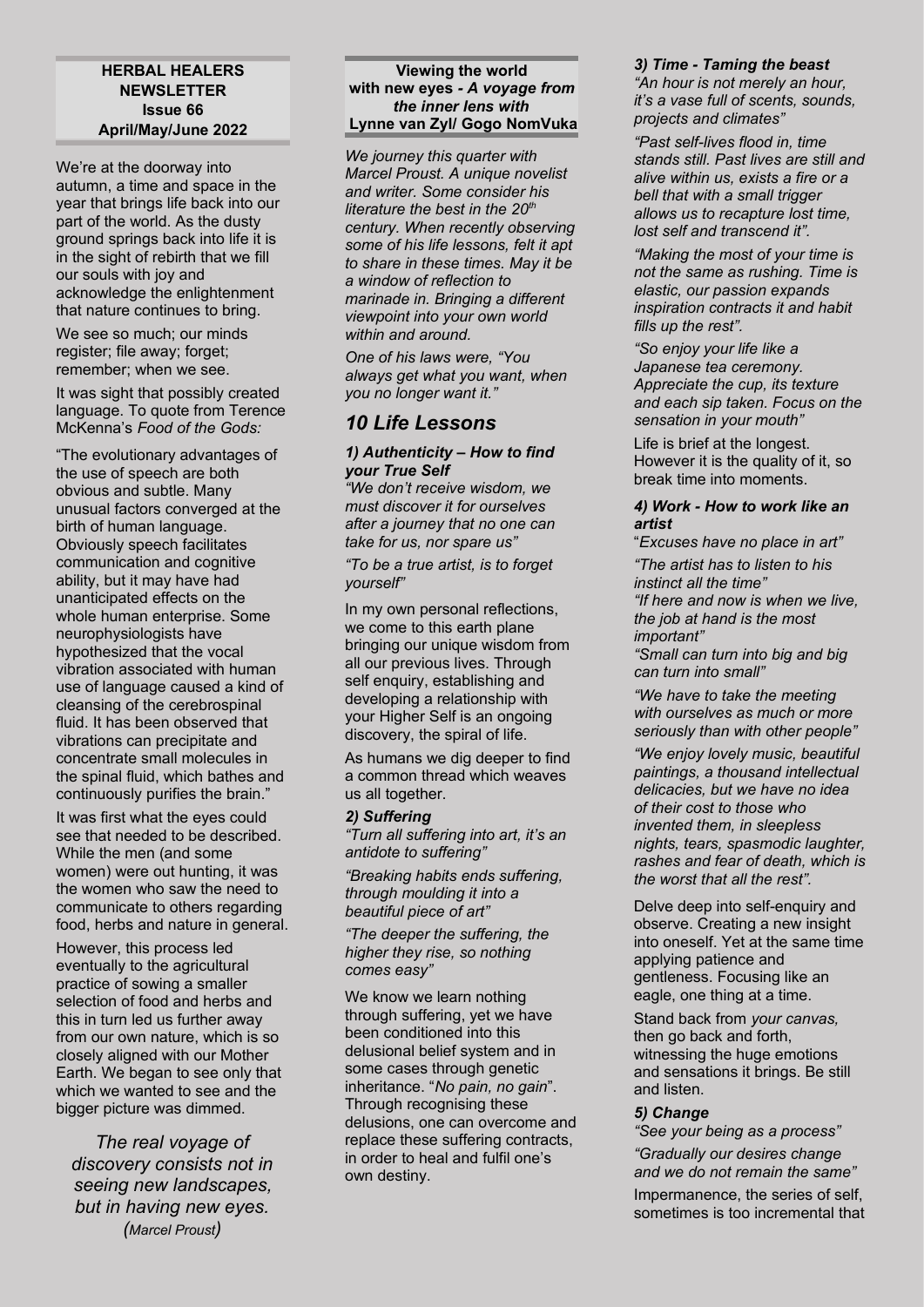**HERBAL HEALERS NEWSLETTER**
**Issue 66**
**April/May/June 2022**

We're at the doorway into autumn, a time and space in the year that brings life back into our part of the world. As the dusty ground springs back into life it is in the sight of rebirth that we fill our souls with joy and acknowledge the enlightenment that nature continues to bring.

We see so much; our minds register; file away; forget; remember; when we see.

It was sight that possibly created language. To quote from Terence McKenna's *Food of the Gods:*

"The evolutionary advantages of the use of speech are both obvious and subtle. Many unusual factors converged at the birth of human language. Obviously speech facilitates communication and cognitive ability, but it may have had unanticipated effects on the whole human enterprise. Some neurophysiologists have hypothesized that the vocal vibration associated with human use of language caused a kind of cleansing of the cerebrospinal fluid. It has been observed that vibrations can precipitate and concentrate small molecules in the spinal fluid, which bathes and continuously purifies the brain."

It was first what the eyes could see that needed to be described. While the men (and some women) were out hunting, it was the women who saw the need to communicate to others regarding food, herbs and nature in general.

However, this process led eventually to the agricultural practice of sowing a smaller selection of food and herbs and this in turn led us further away from our own nature, which is so closely aligned with our Mother Earth. We began to see only that which we wanted to see and the bigger picture was dimmed.

*The real voyage of discovery consists not in seeing new landscapes, but in having new eyes.*
*(Marcel Proust)*

**Viewing the world with new eyes - *A voyage from the inner lens with* Lynne van Zyl/ Gogo NomVuka**

*We journey this quarter with Marcel Proust. A unique novelist and writer. Some consider his literature the best in the 20th century. When recently observing some of his life lessons, felt it apt to share in these times. May it be a window of reflection to marinade in. Bringing a different viewpoint into your own world within and around.*

*One of his laws were, "You always get what you want, when you no longer want it."*

## *10 Life Lessons*

#### *1) Authenticity – How to find your True Self*

*"We don't receive wisdom, we must discover it for ourselves after a journey that no one can take for us, nor spare us"*

*"To be a true artist, is to forget yourself"*

In my own personal reflections, we come to this earth plane bringing our unique wisdom from all our previous lives. Through self enquiry, establishing and developing a relationship with your Higher Self is an ongoing discovery, the spiral of life.

As humans we dig deeper to find a common thread which weaves us all together.

#### *2) Suffering*

*"Turn all suffering into art, it's an antidote to suffering"*

*"Breaking habits ends suffering, through moulding it into a beautiful piece of art"*

*"The deeper the suffering, the higher they rise, so nothing comes easy"*

We know we learn nothing through suffering, yet we have been conditioned into this delusional belief system and in some cases through genetic inheritance. "*No pain, no gain*". Through recognising these delusions, one can overcome and replace these suffering contracts, in order to heal and fulfil one's own destiny.

#### *3) Time - Taming the beast*

*"An hour is not merely an hour, it's a vase full of scents, sounds, projects and climates"*

*"Past self-lives flood in, time stands still. Past lives are still and alive within us, exists a fire or a bell that with a small trigger allows us to recapture lost time, lost self and transcend it".*

*"Making the most of your time is not the same as rushing. Time is elastic, our passion expands inspiration contracts it and habit fills up the rest".*

*"So enjoy your life like a Japanese tea ceremony. Appreciate the cup, its texture and each sip taken. Focus on the sensation in your mouth"*

Life is brief at the longest. However it is the quality of it, so break time into moments.

#### *4) Work - How to work like an artist*

"*Excuses have no place in art*"

*"The artist has to listen to his instinct all the time"*

*"If here and now is when we live, the job at hand is the most important"*

*"Small can turn into big and big can turn into small"*

*"We have to take the meeting with ourselves as much or more seriously than with other people"*

*"We enjoy lovely music, beautiful paintings, a thousand intellectual delicacies, but we have no idea of their cost to those who invented them, in sleepless nights, tears, spasmodic laughter, rashes and fear of death, which is the worst that all the rest".*

Delve deep into self-enquiry and observe. Creating a new insight into oneself. Yet at the same time applying patience and gentleness. Focusing like an eagle, one thing at a time.

Stand back from *your canvas,* then go back and forth, witnessing the huge emotions and sensations it brings. Be still and listen.

#### *5) Change*

*"See your being as a process"*

*"Gradually our desires change and we do not remain the same"*

Impermanence, the series of self, sometimes is too incremental that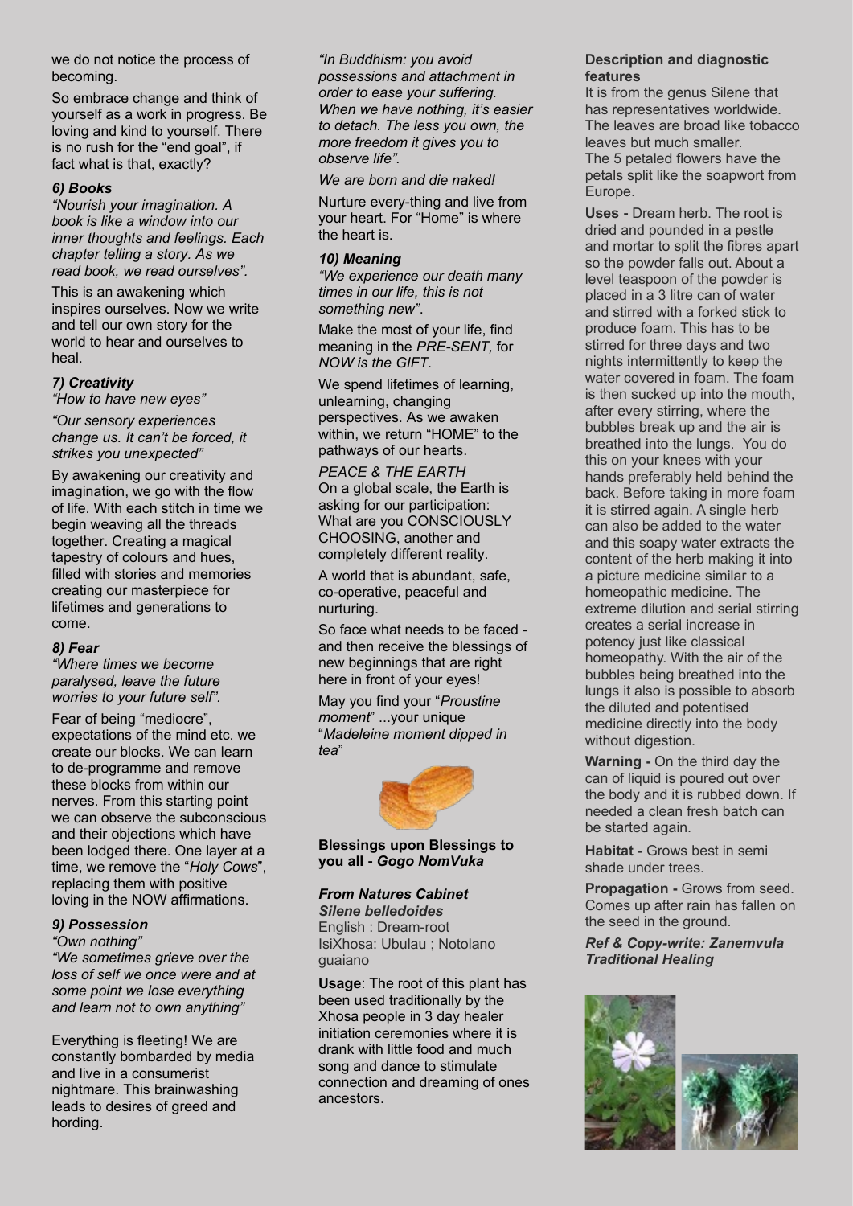we do not notice the process of becoming.

So embrace change and think of yourself as a work in progress. Be loving and kind to yourself. There is no rush for the "end goal", if fact what is that, exactly?

### *6) Books*

*"Nourish your imagination. A book is like a window into our inner thoughts and feelings. Each chapter telling a story. As we read book, we read ourselves".*

This is an awakening which inspires ourselves. Now we write and tell our own story for the world to hear and ourselves to heal.

### *7) Creativity*

*"How to have new eyes"*

*"Our sensory experiences change us. It can't be forced, it strikes you unexpected"*

By awakening our creativity and imagination, we go with the flow of life. With each stitch in time we begin weaving all the threads together. Creating a magical tapestry of colours and hues, filled with stories and memories creating our masterpiece for lifetimes and generations to come.

### *8) Fear*

*"Where times we become paralysed, leave the future worries to your future self".*

Fear of being "mediocre", expectations of the mind etc. we create our blocks. We can learn to de-programme and remove these blocks from within our nerves. From this starting point we can observe the subconscious and their objections which have been lodged there. One layer at a time, we remove the "*Holy Cows*", replacing them with positive loving in the NOW affirmations.

### *9) Possession*

*"Own nothing"*

*"We sometimes grieve over the loss of self we once were and at some point we lose everything and learn not to own anything"*

Everything is fleeting! We are constantly bombarded by media and live in a consumerist nightmare. This brainwashing leads to desires of greed and hording.

*"In Buddhism: you avoid possessions and attachment in order to ease your suffering. When we have nothing, it's easier to detach. The less you own, the more freedom it gives you to observe life".*

*We are born and die naked!*

Nurture every-thing and live from your heart. For "Home" is where the heart is.

### *10) Meaning*

*"We experience our death many times in our life, this is not something new".*

Make the most of your life, find meaning in the *PRE-SENT,* for *NOW is the GIFT.*

We spend lifetimes of learning, unlearning, changing perspectives. As we awaken within, we return "HOME" to the pathways of our hearts.

*PEACE & THE EARTH*
On a global scale, the Earth is asking for our participation: What are you CONSCIOUSLY CHOOSING, another and completely different reality.

A world that is abundant, safe, co-operative, peaceful and nurturing.

So face what needs to be faced - and then receive the blessings of new beginnings that are right here in front of your eyes!

May you find your "*Proustine moment*" ...your unique "*Madeleine moment dipped in tea*"

**Blessings upon Blessings to you all - *Gogo NomVuka***

### ***From Natures Cabinet***

***Silene belledoides***
English : Dream-root
IsiXhosa: Ubulau ; Notolano guaiano

**Usage**: The root of this plant has been used traditionally by the Xhosa people in 3 day healer initiation ceremonies where it is drank with little food and much song and dance to stimulate connection and dreaming of ones ancestors.

**Description and diagnostic features**

It is from the genus Silene that has representatives worldwide. The leaves are broad like tobacco leaves but much smaller. The 5 petaled flowers have the petals split like the soapwort from Europe.

**Uses -** Dream herb. The root is dried and pounded in a pestle and mortar to split the fibres apart so the powder falls out. About a level teaspoon of the powder is placed in a 3 litre can of water and stirred with a forked stick to produce foam. This has to be stirred for three days and two nights intermittently to keep the water covered in foam. The foam is then sucked up into the mouth, after every stirring, where the bubbles break up and the air is breathed into the lungs. You do this on your knees with your hands preferably held behind the back. Before taking in more foam it is stirred again. A single herb can also be added to the water and this soapy water extracts the content of the herb making it into a picture medicine similar to a homeopathic medicine. The extreme dilution and serial stirring creates a serial increase in potency just like classical homeopathy. With the air of the bubbles being breathed into the lungs it also is possible to absorb the diluted and potentised medicine directly into the body without digestion.

**Warning -** On the third day the can of liquid is poured out over the body and it is rubbed down. If needed a clean fresh batch can be started again.

**Habitat -** Grows best in semi shade under trees.

**Propagation -** Grows from seed. Comes up after rain has fallen on the seed in the ground.

***Ref & Copy-write: Zanemvula Traditional Healing***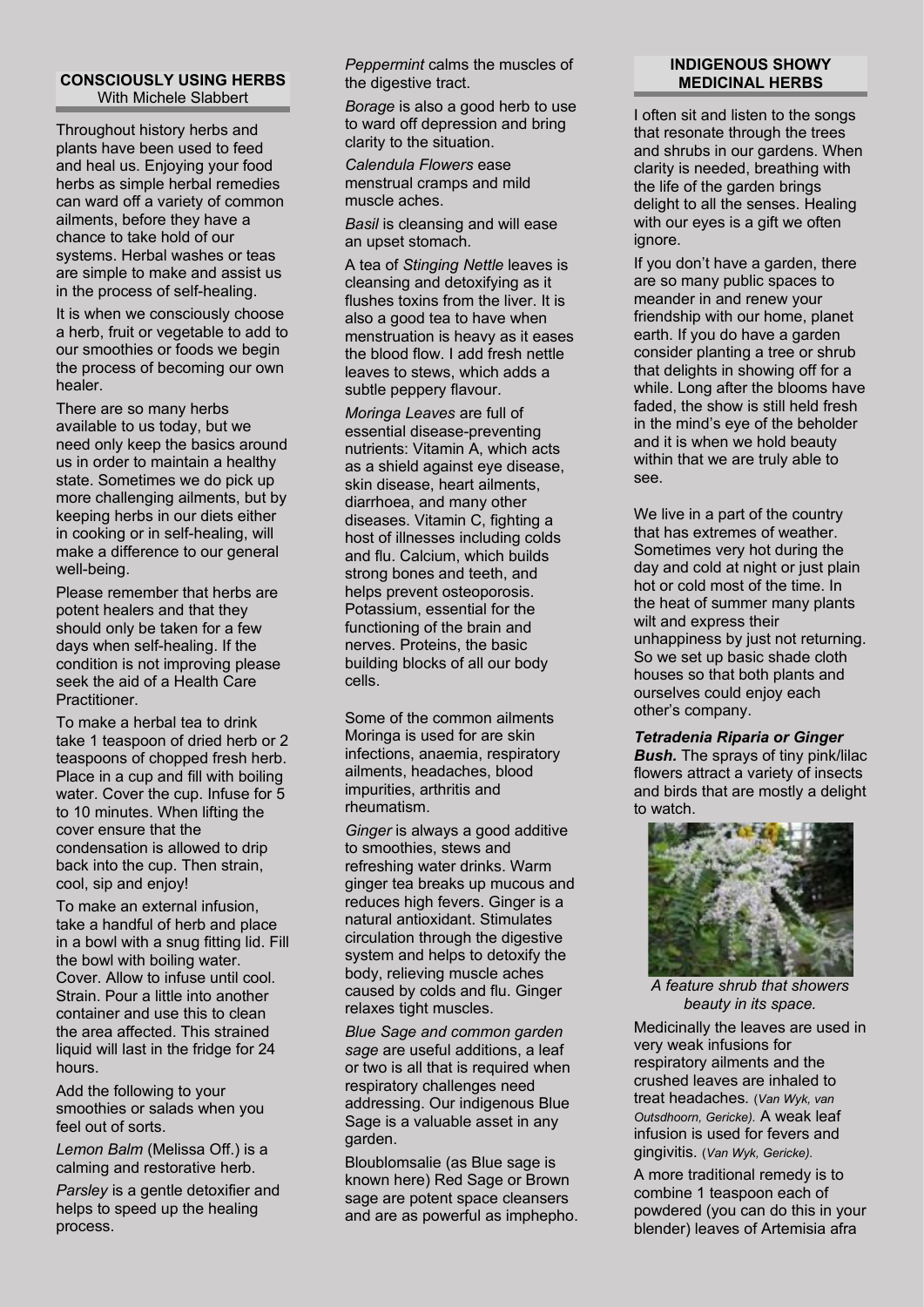## CONSCIOUSLY USING HERBS

With Michele Slabbert

Throughout history herbs and plants have been used to feed and heal us. Enjoying your food herbs as simple herbal remedies can ward off a variety of common ailments, before they have a chance to take hold of our systems. Herbal washes or teas are simple to make and assist us in the process of self-healing.

It is when we consciously choose a herb, fruit or vegetable to add to our smoothies or foods we begin the process of becoming our own healer.

There are so many herbs available to us today, but we need only keep the basics around us in order to maintain a healthy state. Sometimes we do pick up more challenging ailments, but by keeping herbs in our diets either in cooking or in self-healing, will make a difference to our general well-being.

Please remember that herbs are potent healers and that they should only be taken for a few days when self-healing. If the condition is not improving please seek the aid of a Health Care Practitioner.

To make a herbal tea to drink take 1 teaspoon of dried herb or 2 teaspoons of chopped fresh herb. Place in a cup and fill with boiling water. Cover the cup. Infuse for 5 to 10 minutes. When lifting the cover ensure that the condensation is allowed to drip back into the cup. Then strain, cool, sip and enjoy!

To make an external infusion, take a handful of herb and place in a bowl with a snug fitting lid. Fill the bowl with boiling water. Cover. Allow to infuse until cool. Strain. Pour a little into another container and use this to clean the area affected. This strained liquid will last in the fridge for 24 hours.

Add the following to your smoothies or salads when you feel out of sorts.

*Lemon Balm* (Melissa Off.) is a calming and restorative herb.

*Parsley* is a gentle detoxifier and helps to speed up the healing process.

*Peppermint* calms the muscles of the digestive tract.

*Borage* is also a good herb to use to ward off depression and bring clarity to the situation.

*Calendula Flowers* ease menstrual cramps and mild muscle aches.

*Basil* is cleansing and will ease an upset stomach.

A tea of *Stinging Nettle* leaves is cleansing and detoxifying as it flushes toxins from the liver. It is also a good tea to have when menstruation is heavy as it eases the blood flow. I add fresh nettle leaves to stews, which adds a subtle peppery flavour.

*Moringa Leaves* are full of essential disease-preventing nutrients: Vitamin A, which acts as a shield against eye disease, skin disease, heart ailments, diarrhoea, and many other diseases. Vitamin C, fighting a host of illnesses including colds and flu. Calcium, which builds strong bones and teeth, and helps prevent osteoporosis. Potassium, essential for the functioning of the brain and nerves. Proteins, the basic building blocks of all our body cells.

Some of the common ailments Moringa is used for are skin infections, anaemia, respiratory ailments, headaches, blood impurities, arthritis and rheumatism.

*Ginger* is always a good additive to smoothies, stews and refreshing water drinks. Warm ginger tea breaks up mucous and reduces high fevers. Ginger is a natural antioxidant. Stimulates circulation through the digestive system and helps to detoxify the body, relieving muscle aches caused by colds and flu. Ginger relaxes tight muscles.

*Blue Sage and common garden sage* are useful additions, a leaf or two is all that is required when respiratory challenges need addressing. Our indigenous Blue Sage is a valuable asset in any garden.

Bloublomsalie (as Blue sage is known here) Red Sage or Brown sage are potent space cleansers and are as powerful as imphepho.

## INDIGENOUS SHOWY MEDICINAL HERBS

I often sit and listen to the songs that resonate through the trees and shrubs in our gardens. When clarity is needed, breathing with the life of the garden brings delight to all the senses. Healing with our eyes is a gift we often ignore.

If you don't have a garden, there are so many public spaces to meander in and renew your friendship with our home, planet earth. If you do have a garden consider planting a tree or shrub that delights in showing off for a while. Long after the blooms have faded, the show is still held fresh in the mind's eye of the beholder and it is when we hold beauty within that we are truly able to see.

We live in a part of the country that has extremes of weather. Sometimes very hot during the day and cold at night or just plain hot or cold most of the time. In the heat of summer many plants wilt and express their unhappiness by just not returning. So we set up basic shade cloth houses so that both plants and ourselves could enjoy each other's company.

***Tetradenia Riparia or Ginger Bush.*** The sprays of tiny pink/lilac flowers attract a variety of insects and birds that are mostly a delight to watch.

*A feature shrub that showers beauty in its space.*

Medicinally the leaves are used in very weak infusions for respiratory ailments and the crushed leaves are inhaled to treat headaches. (*Van Wyk, van Outsdhoorn, Gericke).* A weak leaf infusion is used for fevers and gingivitis. (*Van Wyk, Gericke).*

A more traditional remedy is to combine 1 teaspoon each of powdered (you can do this in your blender) leaves of Artemisia afra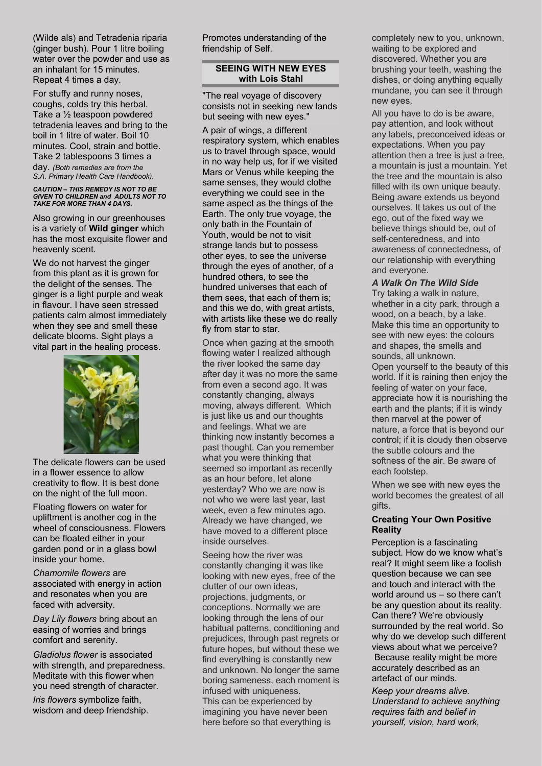(Wilde als) and Tetradenia riparia (ginger bush). Pour 1 litre boiling water over the powder and use as an inhalant for 15 minutes. Repeat 4 times a day.

For stuffy and runny noses, coughs, colds try this herbal. Take a ½ teaspoon powdered tetradenia leaves and bring to the boil in 1 litre of water. Boil 10 minutes. Cool, strain and bottle. Take 2 tablespoons 3 times a day. *(Both remedies are from the S.A. Primary Health Care Handbook).*

***CAUTION – THIS REMEDY IS NOT TO BE GIVEN TO CHILDREN and ADULTS NOT TO TAKE FOR MORE THAN 4 DAYS.***

Also growing in our greenhouses is a variety of **Wild ginger** which has the most exquisite flower and heavenly scent.

We do not harvest the ginger from this plant as it is grown for the delight of the senses. The ginger is a light purple and weak in flavour. I have seen stressed patients calm almost immediately when they see and smell these delicate blooms. Sight plays a vital part in the healing process.

The delicate flowers can be used in a flower essence to allow creativity to flow. It is best done on the night of the full moon.

Floating flowers on water for upliftment is another cog in the wheel of consciousness. Flowers can be floated either in your garden pond or in a glass bowl inside your home.

*Chamomile flowers* are associated with energy in action and resonates when you are faced with adversity.

*Day Lily flowers* bring about an easing of worries and brings comfort and serenity.

*Gladiolus flower* is associated with strength, and preparedness. Meditate with this flower when you need strength of character.

*Iris flowers* symbolize faith, wisdom and deep friendship. Promotes understanding of the friendship of Self.

## SEEING WITH NEW EYES with Lois Stahl

"The real voyage of discovery consists not in seeking new lands but seeing with new eyes."

A pair of wings, a different respiratory system, which enables us to travel through space, would in no way help us, for if we visited Mars or Venus while keeping the same senses, they would clothe everything we could see in the same aspect as the things of the Earth. The only true voyage, the only bath in the Fountain of Youth, would be not to visit strange lands but to possess other eyes, to see the universe through the eyes of another, of a hundred others, to see the hundred universes that each of them sees, that each of them is; and this we do, with great artists, with artists like these we do really fly from star to star.

Once when gazing at the smooth flowing water I realized although the river looked the same day after day it was no more the same from even a second ago. It was constantly changing, always moving, always different. Which is just like us and our thoughts and feelings. What we are thinking now instantly becomes a past thought. Can you remember what you were thinking that seemed so important as recently as an hour before, let alone yesterday? Who we are now is not who we were last year, last week, even a few minutes ago. Already we have changed, we have moved to a different place inside ourselves.

Seeing how the river was constantly changing it was like looking with new eyes, free of the clutter of our own ideas, projections, judgments, or conceptions. Normally we are looking through the lens of our habitual patterns, conditioning and prejudices, through past regrets or future hopes, but without these we find everything is constantly new and unknown. No longer the same boring sameness, each moment is infused with uniqueness.
This can be experienced by imagining you have never been here before so that everything is completely new to you, unknown, waiting to be explored and discovered. Whether you are brushing your teeth, washing the dishes, or doing anything equally mundane, you can see it through new eyes.

All you have to do is be aware, pay attention, and look without any labels, preconceived ideas or expectations. When you pay attention then a tree is just a tree, a mountain is just a mountain. Yet the tree and the mountain is also filled with its own unique beauty. Being aware extends us beyond ourselves. It takes us out of the ego, out of the fixed way we believe things should be, out of self-centeredness, and into awareness of connectedness, of our relationship with everything and everyone.

### *A Walk On The Wild Side*

Try taking a walk in nature, whether in a city park, through a wood, on a beach, by a lake. Make this time an opportunity to see with new eyes: the colours and shapes, the smells and sounds, all unknown.
Open yourself to the beauty of this world. If it is raining then enjoy the feeling of water on your face, appreciate how it is nourishing the earth and the plants; if it is windy then marvel at the power of nature, a force that is beyond our control; if it is cloudy then observe the subtle colours and the softness of the air. Be aware of each footstep.

When we see with new eyes the world becomes the greatest of all gifts.

### Creating Your Own Positive Reality

Perception is a fascinating subject. How do we know what's real? It might seem like a foolish question because we can see and touch and interact with the world around us – so there can't be any question about its reality. Can there? We're obviously surrounded by the real world. So why do we develop such different views about what we perceive? Because reality might be more accurately described as an artefact of our minds.

*Keep your dreams alive. Understand to achieve anything requires faith and belief in yourself, vision, hard work,*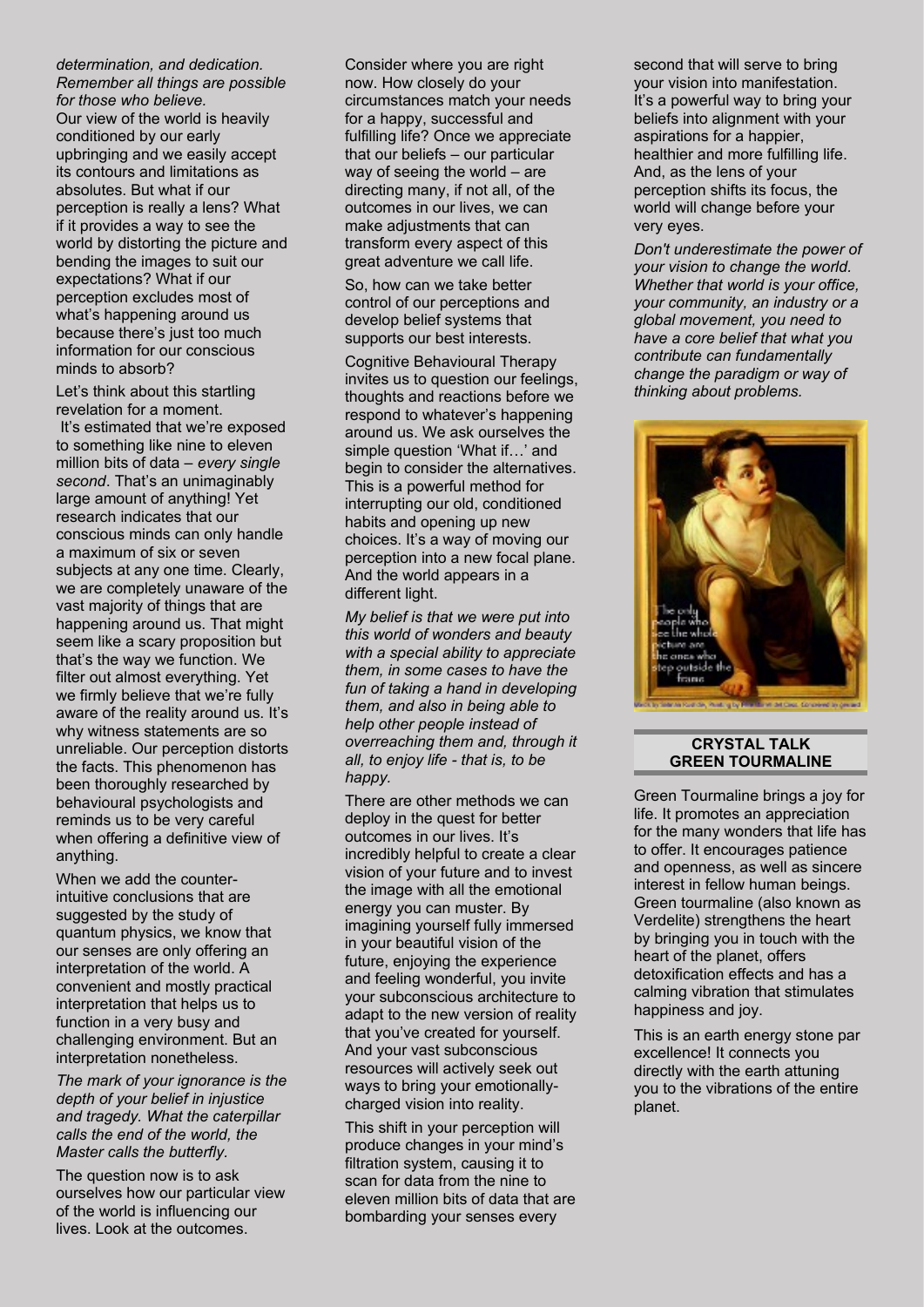*determination, and dedication. Remember all things are possible for those who believe.*

Our view of the world is heavily conditioned by our early upbringing and we easily accept its contours and limitations as absolutes. But what if our perception is really a lens? What if it provides a way to see the world by distorting the picture and bending the images to suit our expectations? What if our perception excludes most of what's happening around us because there's just too much information for our conscious minds to absorb?

Let's think about this startling revelation for a moment.

It's estimated that we're exposed to something like nine to eleven million bits of data – *every single second*. That's an unimaginably large amount of anything! Yet research indicates that our conscious minds can only handle a maximum of six or seven subjects at any one time. Clearly, we are completely unaware of the vast majority of things that are happening around us. That might seem like a scary proposition but that's the way we function. We filter out almost everything. Yet we firmly believe that we're fully aware of the reality around us. It's why witness statements are so unreliable. Our perception distorts the facts. This phenomenon has been thoroughly researched by behavioural psychologists and reminds us to be very careful when offering a definitive view of anything.

When we add the counter-intuitive conclusions that are suggested by the study of quantum physics, we know that our senses are only offering an interpretation of the world. A convenient and mostly practical interpretation that helps us to function in a very busy and challenging environment. But an interpretation nonetheless.

*The mark of your ignorance is the depth of your belief in injustice and tragedy. What the caterpillar calls the end of the world, the Master calls the butterfly.*

The question now is to ask ourselves how our particular view of the world is influencing our lives. Look at the outcomes.

Consider where you are right now. How closely do your circumstances match your needs for a happy, successful and fulfilling life? Once we appreciate that our beliefs – our particular way of seeing the world – are directing many, if not all, of the outcomes in our lives, we can make adjustments that can transform every aspect of this great adventure we call life.

So, how can we take better control of our perceptions and develop belief systems that supports our best interests.

Cognitive Behavioural Therapy invites us to question our feelings, thoughts and reactions before we respond to whatever's happening around us. We ask ourselves the simple question 'What if…' and begin to consider the alternatives. This is a powerful method for interrupting our old, conditioned habits and opening up new choices. It's a way of moving our perception into a new focal plane. And the world appears in a different light.

*My belief is that we were put into this world of wonders and beauty with a special ability to appreciate them, in some cases to have the fun of taking a hand in developing them, and also in being able to help other people instead of overreaching them and, through it all, to enjoy life - that is, to be happy.*

There are other methods we can deploy in the quest for better outcomes in our lives. It's incredibly helpful to create a clear vision of your future and to invest the image with all the emotional energy you can muster. By imagining yourself fully immersed in your beautiful vision of the future, enjoying the experience and feeling wonderful, you invite your subconscious architecture to adapt to the new version of reality that you've created for yourself. And your vast subconscious resources will actively seek out ways to bring your emotionally-charged vision into reality.

This shift in your perception will produce changes in your mind's filtration system, causing it to scan for data from the nine to eleven million bits of data that are bombarding your senses every second that will serve to bring your vision into manifestation. It's a powerful way to bring your beliefs into alignment with your aspirations for a happier, healthier and more fulfilling life. And, as the lens of your perception shifts its focus, the world will change before your very eyes.

*Don't underestimate the power of your vision to change the world. Whether that world is your office, your community, an industry or a global movement, you need to have a core belief that what you contribute can fundamentally change the paradigm or way of thinking about problems.*

## CRYSTAL TALK
## GREEN TOURMALINE

Green Tourmaline brings a joy for life. It promotes an appreciation for the many wonders that life has to offer. It encourages patience and openness, as well as sincere interest in fellow human beings. Green tourmaline (also known as Verdelite) strengthens the heart by bringing you in touch with the heart of the planet, offers detoxification effects and has a calming vibration that stimulates happiness and joy.

This is an earth energy stone par excellence! It connects you directly with the earth attuning you to the vibrations of the entire planet.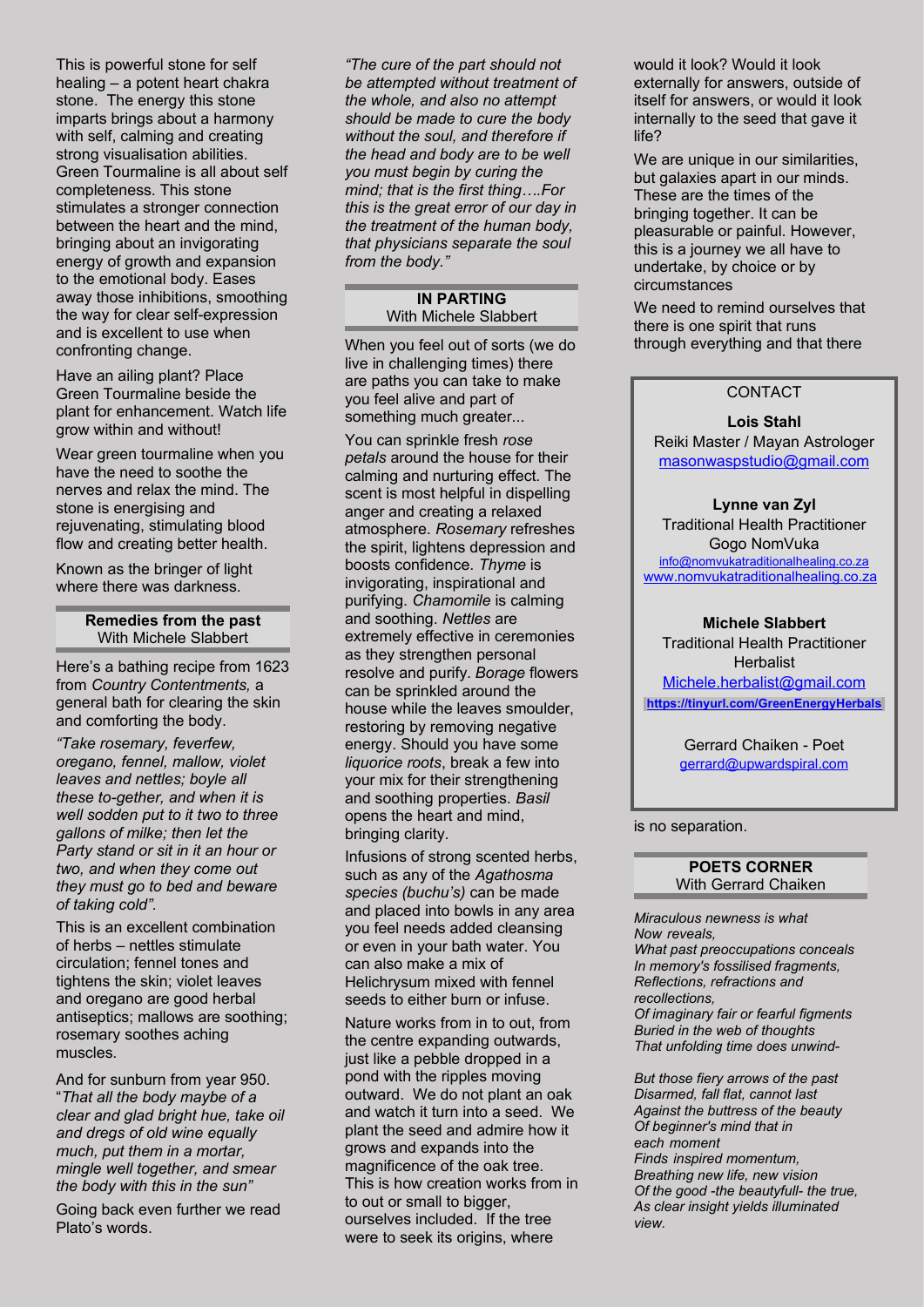This is powerful stone for self healing – a potent heart chakra stone. The energy this stone imparts brings about a harmony with self, calming and creating strong visualisation abilities. Green Tourmaline is all about self completeness. This stone stimulates a stronger connection between the heart and the mind, bringing about an invigorating energy of growth and expansion to the emotional body. Eases away those inhibitions, smoothing the way for clear self-expression and is excellent to use when confronting change.

Have an ailing plant? Place Green Tourmaline beside the plant for enhancement. Watch life grow within and without!

Wear green tourmaline when you have the need to soothe the nerves and relax the mind. The stone is energising and rejuvenating, stimulating blood flow and creating better health.

Known as the bringer of light where there was darkness.

## Remedies from the past
With Michele Slabbert

Here's a bathing recipe from 1623 from *Country Contentments,* a general bath for clearing the skin and comforting the body.

*"Take rosemary, feverfew, oregano, fennel, mallow, violet leaves and nettles; boyle all these to-gether, and when it is well sodden put to it two to three gallons of milke; then let the Party stand or sit in it an hour or two, and when they come out they must go to bed and beware of taking cold".*

This is an excellent combination of herbs – nettles stimulate circulation; fennel tones and tightens the skin; violet leaves and oregano are good herbal antiseptics; mallows are soothing; rosemary soothes aching muscles.

And for sunburn from year 950. "*That all the body maybe of a clear and glad bright hue, take oil and dregs of old wine equally much, put them in a mortar, mingle well together, and smear the body with this in the sun"*

Going back even further we read Plato's words.

*"The cure of the part should not be attempted without treatment of the whole, and also no attempt should be made to cure the body without the soul, and therefore if the head and body are to be well you must begin by curing the mind; that is the first thing….For this is the great error of our day in the treatment of the human body, that physicians separate the soul from the body."*

## IN PARTING
With Michele Slabbert

When you feel out of sorts (we do live in challenging times) there are paths you can take to make you feel alive and part of something much greater...

You can sprinkle fresh *rose petals* around the house for their calming and nurturing effect. The scent is most helpful in dispelling anger and creating a relaxed atmosphere. *Rosemary* refreshes the spirit, lightens depression and boosts confidence. *Thyme* is invigorating, inspirational and purifying. *Chamomile* is calming and soothing. *Nettles* are extremely effective in ceremonies as they strengthen personal resolve and purify. *Borage* flowers can be sprinkled around the house while the leaves smoulder, restoring by removing negative energy. Should you have some *liquorice roots*, break a few into your mix for their strengthening and soothing properties. *Basil* opens the heart and mind, bringing clarity.

Infusions of strong scented herbs, such as any of the *Agathosma species (buchu's)* can be made and placed into bowls in any area you feel needs added cleansing or even in your bath water. You can also make a mix of Helichrysum mixed with fennel seeds to either burn or infuse.

Nature works from in to out, from the centre expanding outwards, just like a pebble dropped in a pond with the ripples moving outward. We do not plant an oak and watch it turn into a seed. We plant the seed and admire how it grows and expands into the magnificence of the oak tree. This is how creation works from in to out or small to bigger, ourselves included. If the tree were to seek its origins, where would it look? Would it look externally for answers, outside of itself for answers, or would it look internally to the seed that gave it life?

We are unique in our similarities, but galaxies apart in our minds. These are the times of the bringing together. It can be pleasurable or painful. However, this is a journey we all have to undertake, by choice or by circumstances

We need to remind ourselves that there is one spirit that runs through everything and that there is no separation.

## CONTACT

**Lois Stahl**
Reiki Master / Mayan Astrologer
masonwaspstudio@gmail.com

**Lynne van Zyl**
Traditional Health Practitioner
Gogo NomVuka
info@nomvukatraditionalhealing.co.za
www.nomvukatraditionalhealing.co.za

**Michele Slabbert**
Traditional Health Practitioner
Herbalist
Michele.herbalist@gmail.com
https://tinyurl.com/GreenEnergyHerbals

Gerrard Chaiken - Poet
gerrard@upwardspiral.com

## POETS CORNER
With Gerrard Chaiken

*Miraculous newness is what*
*Now reveals,*
*What past preoccupations conceals*
*In memory's fossilised fragments,*
*Reflections, refractions and*
*recollections,*
*Of imaginary fair or fearful figments*
*Buried in the web of thoughts*
*That unfolding time does unwind-*

*But those fiery arrows of the past*
*Disarmed, fall flat, cannot last*
*Against the buttress of the beauty*
*Of beginner's mind that in*
*each moment*
*Finds inspired momentum,*
*Breathing new life, new vision*
*Of the good -the beautyfull- the true,*
*As clear insight yields illuminated*
*view.*